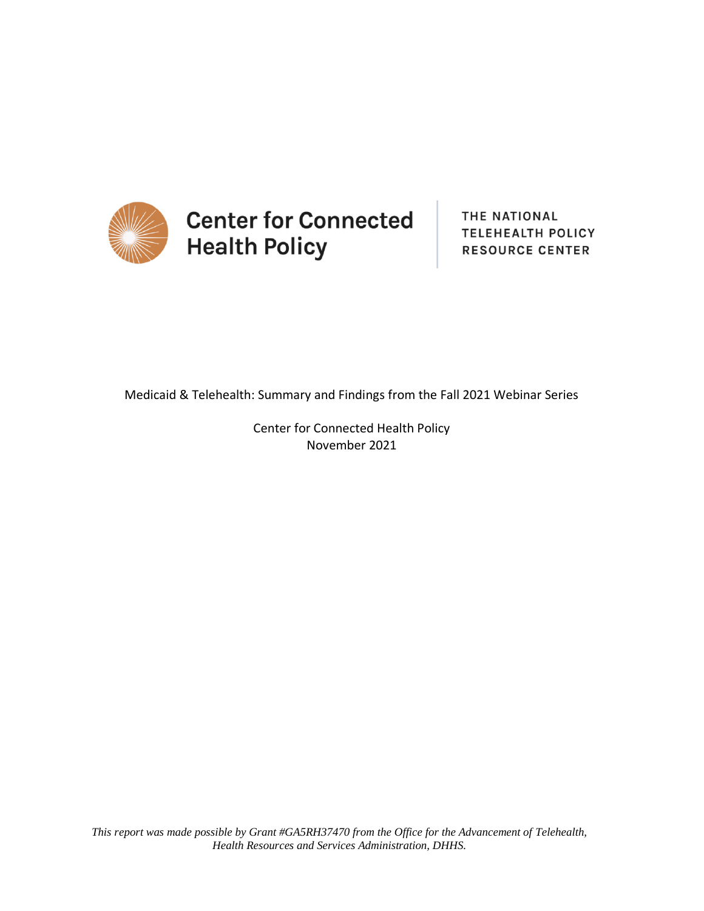Center for Connected Health Policy

THE NATIONAL TELEHEALTH POLICY RESOURCE CENTER

# Medicaid & Telehealth: Summary and Findings from the Fall 2021 Webinar Series

Center for Connected Health Policy
November 2021

*This report was made possible by Grant #GA5RH37470 from the Office for the Advancement of Telehealth, Health Resources and Services Administration, DHHS.*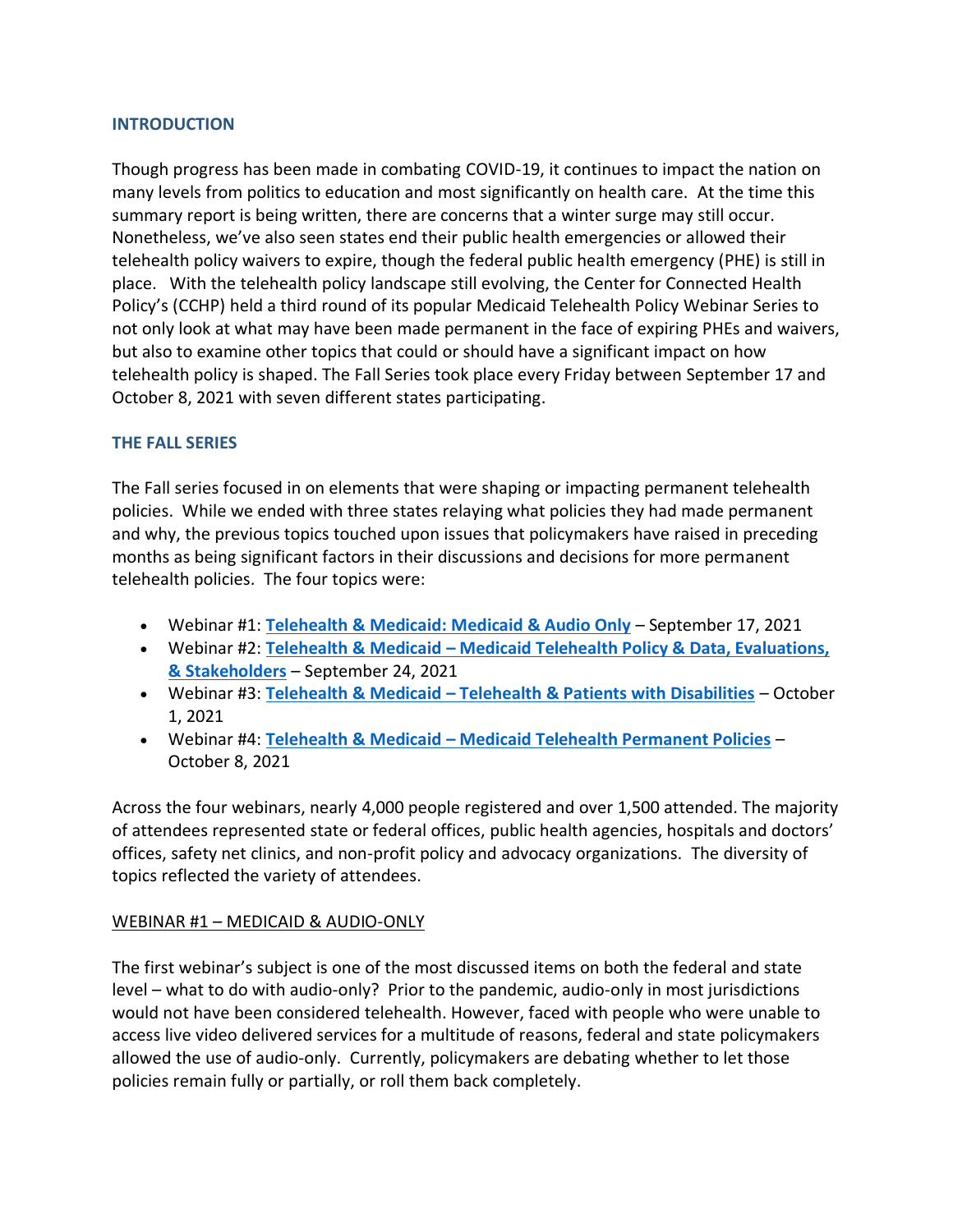## INTRODUCTION

Though progress has been made in combating COVID-19, it continues to impact the nation on many levels from politics to education and most significantly on health care. At the time this summary report is being written, there are concerns that a winter surge may still occur. Nonetheless, we've also seen states end their public health emergencies or allowed their telehealth policy waivers to expire, though the federal public health emergency (PHE) is still in place. With the telehealth policy landscape still evolving, the Center for Connected Health Policy's (CCHP) held a third round of its popular Medicaid Telehealth Policy Webinar Series to not only look at what may have been made permanent in the face of expiring PHEs and waivers, but also to examine other topics that could or should have a significant impact on how telehealth policy is shaped. The Fall Series took place every Friday between September 17 and October 8, 2021 with seven different states participating.

## THE FALL SERIES

The Fall series focused in on elements that were shaping or impacting permanent telehealth policies. While we ended with three states relaying what policies they had made permanent and why, the previous topics touched upon issues that policymakers have raised in preceding months as being significant factors in their discussions and decisions for more permanent telehealth policies. The four topics were:

- Webinar #1: **Telehealth & Medicaid: Medicaid & Audio Only** – September 17, 2021
- Webinar #2: **Telehealth & Medicaid – Medicaid Telehealth Policy & Data, Evaluations, & Stakeholders** – September 24, 2021
- Webinar #3: **Telehealth & Medicaid – Telehealth & Patients with Disabilities** – October 1, 2021
- Webinar #4: **Telehealth & Medicaid – Medicaid Telehealth Permanent Policies** – October 8, 2021

Across the four webinars, nearly 4,000 people registered and over 1,500 attended. The majority of attendees represented state or federal offices, public health agencies, hospitals and doctors' offices, safety net clinics, and non-profit policy and advocacy organizations. The diversity of topics reflected the variety of attendees.

### WEBINAR #1 – MEDICAID & AUDIO-ONLY

The first webinar's subject is one of the most discussed items on both the federal and state level – what to do with audio-only? Prior to the pandemic, audio-only in most jurisdictions would not have been considered telehealth. However, faced with people who were unable to access live video delivered services for a multitude of reasons, federal and state policymakers allowed the use of audio-only. Currently, policymakers are debating whether to let those policies remain fully or partially, or roll them back completely.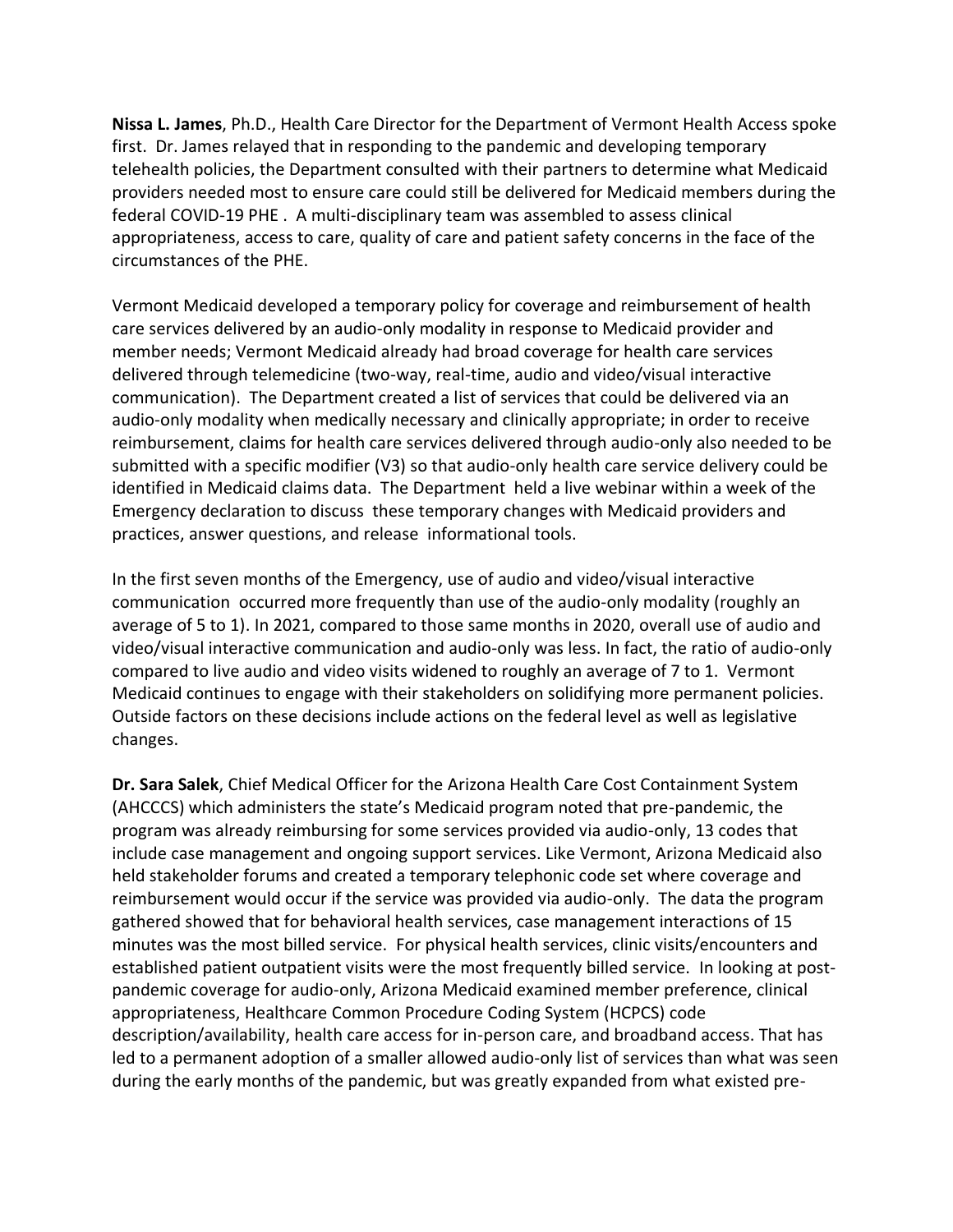**Nissa L. James**, Ph.D., Health Care Director for the Department of Vermont Health Access spoke first. Dr. James relayed that in responding to the pandemic and developing temporary telehealth policies, the Department consulted with their partners to determine what Medicaid providers needed most to ensure care could still be delivered for Medicaid members during the federal COVID-19 PHE . A multi-disciplinary team was assembled to assess clinical appropriateness, access to care, quality of care and patient safety concerns in the face of the circumstances of the PHE.

Vermont Medicaid developed a temporary policy for coverage and reimbursement of health care services delivered by an audio-only modality in response to Medicaid provider and member needs; Vermont Medicaid already had broad coverage for health care services delivered through telemedicine (two-way, real-time, audio and video/visual interactive communication). The Department created a list of services that could be delivered via an audio-only modality when medically necessary and clinically appropriate; in order to receive reimbursement, claims for health care services delivered through audio-only also needed to be submitted with a specific modifier (V3) so that audio-only health care service delivery could be identified in Medicaid claims data. The Department held a live webinar within a week of the Emergency declaration to discuss these temporary changes with Medicaid providers and practices, answer questions, and release informational tools.

In the first seven months of the Emergency, use of audio and video/visual interactive communication occurred more frequently than use of the audio-only modality (roughly an average of 5 to 1). In 2021, compared to those same months in 2020, overall use of audio and video/visual interactive communication and audio-only was less. In fact, the ratio of audio-only compared to live audio and video visits widened to roughly an average of 7 to 1. Vermont Medicaid continues to engage with their stakeholders on solidifying more permanent policies. Outside factors on these decisions include actions on the federal level as well as legislative changes.

**Dr. Sara Salek**, Chief Medical Officer for the Arizona Health Care Cost Containment System (AHCCCS) which administers the state's Medicaid program noted that pre-pandemic, the program was already reimbursing for some services provided via audio-only, 13 codes that include case management and ongoing support services. Like Vermont, Arizona Medicaid also held stakeholder forums and created a temporary telephonic code set where coverage and reimbursement would occur if the service was provided via audio-only. The data the program gathered showed that for behavioral health services, case management interactions of 15 minutes was the most billed service. For physical health services, clinic visits/encounters and established patient outpatient visits were the most frequently billed service. In looking at post-pandemic coverage for audio-only, Arizona Medicaid examined member preference, clinical appropriateness, Healthcare Common Procedure Coding System (HCPCS) code description/availability, health care access for in-person care, and broadband access. That has led to a permanent adoption of a smaller allowed audio-only list of services than what was seen during the early months of the pandemic, but was greatly expanded from what existed pre-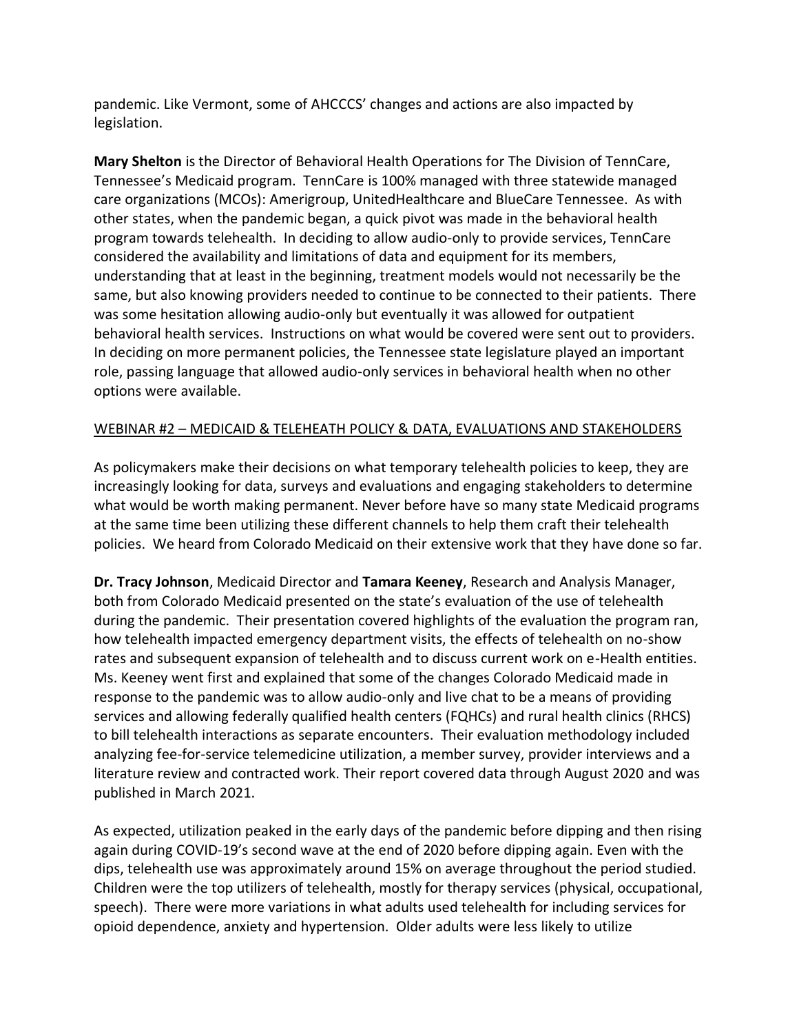pandemic. Like Vermont, some of AHCCCS' changes and actions are also impacted by legislation.

**Mary Shelton** is the Director of Behavioral Health Operations for The Division of TennCare, Tennessee's Medicaid program. TennCare is 100% managed with three statewide managed care organizations (MCOs): Amerigroup, UnitedHealthcare and BlueCare Tennessee. As with other states, when the pandemic began, a quick pivot was made in the behavioral health program towards telehealth. In deciding to allow audio-only to provide services, TennCare considered the availability and limitations of data and equipment for its members, understanding that at least in the beginning, treatment models would not necessarily be the same, but also knowing providers needed to continue to be connected to their patients. There was some hesitation allowing audio-only but eventually it was allowed for outpatient behavioral health services. Instructions on what would be covered were sent out to providers. In deciding on more permanent policies, the Tennessee state legislature played an important role, passing language that allowed audio-only services in behavioral health when no other options were available.

<u>WEBINAR #2 – MEDICAID & TELEHEATH POLICY & DATA, EVALUATIONS AND STAKEHOLDERS</u>

As policymakers make their decisions on what temporary telehealth policies to keep, they are increasingly looking for data, surveys and evaluations and engaging stakeholders to determine what would be worth making permanent. Never before have so many state Medicaid programs at the same time been utilizing these different channels to help them craft their telehealth policies. We heard from Colorado Medicaid on their extensive work that they have done so far.

**Dr. Tracy Johnson**, Medicaid Director and **Tamara Keeney**, Research and Analysis Manager, both from Colorado Medicaid presented on the state's evaluation of the use of telehealth during the pandemic. Their presentation covered highlights of the evaluation the program ran, how telehealth impacted emergency department visits, the effects of telehealth on no-show rates and subsequent expansion of telehealth and to discuss current work on e-Health entities. Ms. Keeney went first and explained that some of the changes Colorado Medicaid made in response to the pandemic was to allow audio-only and live chat to be a means of providing services and allowing federally qualified health centers (FQHCs) and rural health clinics (RHCS) to bill telehealth interactions as separate encounters. Their evaluation methodology included analyzing fee-for-service telemedicine utilization, a member survey, provider interviews and a literature review and contracted work. Their report covered data through August 2020 and was published in March 2021.

As expected, utilization peaked in the early days of the pandemic before dipping and then rising again during COVID-19's second wave at the end of 2020 before dipping again. Even with the dips, telehealth use was approximately around 15% on average throughout the period studied. Children were the top utilizers of telehealth, mostly for therapy services (physical, occupational, speech). There were more variations in what adults used telehealth for including services for opioid dependence, anxiety and hypertension. Older adults were less likely to utilize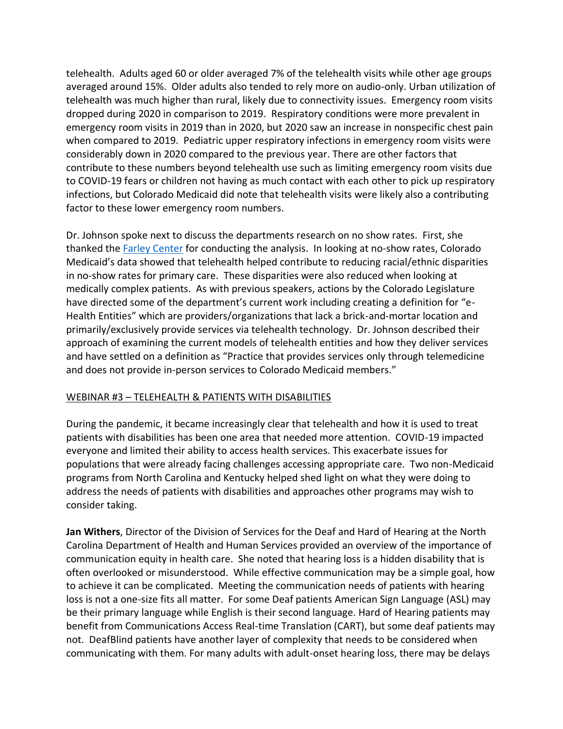telehealth. Adults aged 60 or older averaged 7% of the telehealth visits while other age groups averaged around 15%. Older adults also tended to rely more on audio-only. Urban utilization of telehealth was much higher than rural, likely due to connectivity issues. Emergency room visits dropped during 2020 in comparison to 2019. Respiratory conditions were more prevalent in emergency room visits in 2019 than in 2020, but 2020 saw an increase in nonspecific chest pain when compared to 2019. Pediatric upper respiratory infections in emergency room visits were considerably down in 2020 compared to the previous year. There are other factors that contribute to these numbers beyond telehealth use such as limiting emergency room visits due to COVID-19 fears or children not having as much contact with each other to pick up respiratory infections, but Colorado Medicaid did note that telehealth visits were likely also a contributing factor to these lower emergency room numbers.

Dr. Johnson spoke next to discuss the departments research on no show rates. First, she thanked the Farley Center for conducting the analysis. In looking at no-show rates, Colorado Medicaid's data showed that telehealth helped contribute to reducing racial/ethnic disparities in no-show rates for primary care. These disparities were also reduced when looking at medically complex patients. As with previous speakers, actions by the Colorado Legislature have directed some of the department's current work including creating a definition for "e-Health Entities" which are providers/organizations that lack a brick-and-mortar location and primarily/exclusively provide services via telehealth technology. Dr. Johnson described their approach of examining the current models of telehealth entities and how they deliver services and have settled on a definition as "Practice that provides services only through telemedicine and does not provide in-person services to Colorado Medicaid members."

## WEBINAR #3 – TELEHEALTH & PATIENTS WITH DISABILITIES

During the pandemic, it became increasingly clear that telehealth and how it is used to treat patients with disabilities has been one area that needed more attention. COVID-19 impacted everyone and limited their ability to access health services. This exacerbate issues for populations that were already facing challenges accessing appropriate care. Two non-Medicaid programs from North Carolina and Kentucky helped shed light on what they were doing to address the needs of patients with disabilities and approaches other programs may wish to consider taking.

**Jan Withers**, Director of the Division of Services for the Deaf and Hard of Hearing at the North Carolina Department of Health and Human Services provided an overview of the importance of communication equity in health care. She noted that hearing loss is a hidden disability that is often overlooked or misunderstood. While effective communication may be a simple goal, how to achieve it can be complicated. Meeting the communication needs of patients with hearing loss is not a one-size fits all matter. For some Deaf patients American Sign Language (ASL) may be their primary language while English is their second language. Hard of Hearing patients may benefit from Communications Access Real-time Translation (CART), but some deaf patients may not. DeafBlind patients have another layer of complexity that needs to be considered when communicating with them. For many adults with adult-onset hearing loss, there may be delays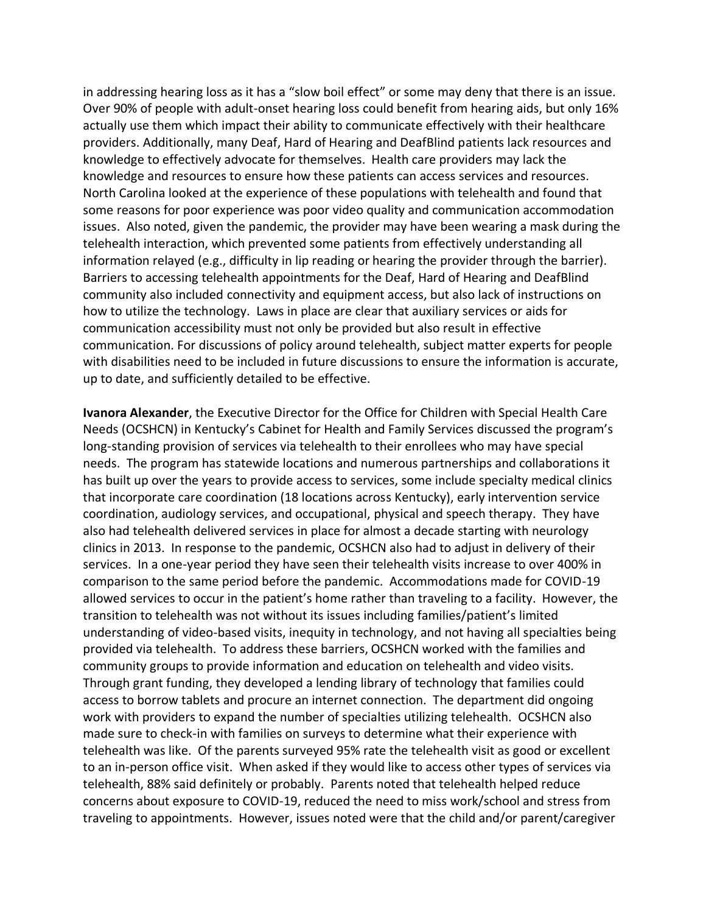in addressing hearing loss as it has a "slow boil effect" or some may deny that there is an issue. Over 90% of people with adult-onset hearing loss could benefit from hearing aids, but only 16% actually use them which impact their ability to communicate effectively with their healthcare providers. Additionally, many Deaf, Hard of Hearing and DeafBlind patients lack resources and knowledge to effectively advocate for themselves. Health care providers may lack the knowledge and resources to ensure how these patients can access services and resources. North Carolina looked at the experience of these populations with telehealth and found that some reasons for poor experience was poor video quality and communication accommodation issues. Also noted, given the pandemic, the provider may have been wearing a mask during the telehealth interaction, which prevented some patients from effectively understanding all information relayed (e.g., difficulty in lip reading or hearing the provider through the barrier). Barriers to accessing telehealth appointments for the Deaf, Hard of Hearing and DeafBlind community also included connectivity and equipment access, but also lack of instructions on how to utilize the technology. Laws in place are clear that auxiliary services or aids for communication accessibility must not only be provided but also result in effective communication. For discussions of policy around telehealth, subject matter experts for people with disabilities need to be included in future discussions to ensure the information is accurate, up to date, and sufficiently detailed to be effective.

**Ivanora Alexander**, the Executive Director for the Office for Children with Special Health Care Needs (OCSHCN) in Kentucky's Cabinet for Health and Family Services discussed the program's long-standing provision of services via telehealth to their enrollees who may have special needs. The program has statewide locations and numerous partnerships and collaborations it has built up over the years to provide access to services, some include specialty medical clinics that incorporate care coordination (18 locations across Kentucky), early intervention service coordination, audiology services, and occupational, physical and speech therapy. They have also had telehealth delivered services in place for almost a decade starting with neurology clinics in 2013. In response to the pandemic, OCSHCN also had to adjust in delivery of their services. In a one-year period they have seen their telehealth visits increase to over 400% in comparison to the same period before the pandemic. Accommodations made for COVID-19 allowed services to occur in the patient's home rather than traveling to a facility. However, the transition to telehealth was not without its issues including families/patient's limited understanding of video-based visits, inequity in technology, and not having all specialties being provided via telehealth. To address these barriers, OCSHCN worked with the families and community groups to provide information and education on telehealth and video visits. Through grant funding, they developed a lending library of technology that families could access to borrow tablets and procure an internet connection. The department did ongoing work with providers to expand the number of specialties utilizing telehealth. OCSHCN also made sure to check-in with families on surveys to determine what their experience with telehealth was like. Of the parents surveyed 95% rate the telehealth visit as good or excellent to an in-person office visit. When asked if they would like to access other types of services via telehealth, 88% said definitely or probably. Parents noted that telehealth helped reduce concerns about exposure to COVID-19, reduced the need to miss work/school and stress from traveling to appointments. However, issues noted were that the child and/or parent/caregiver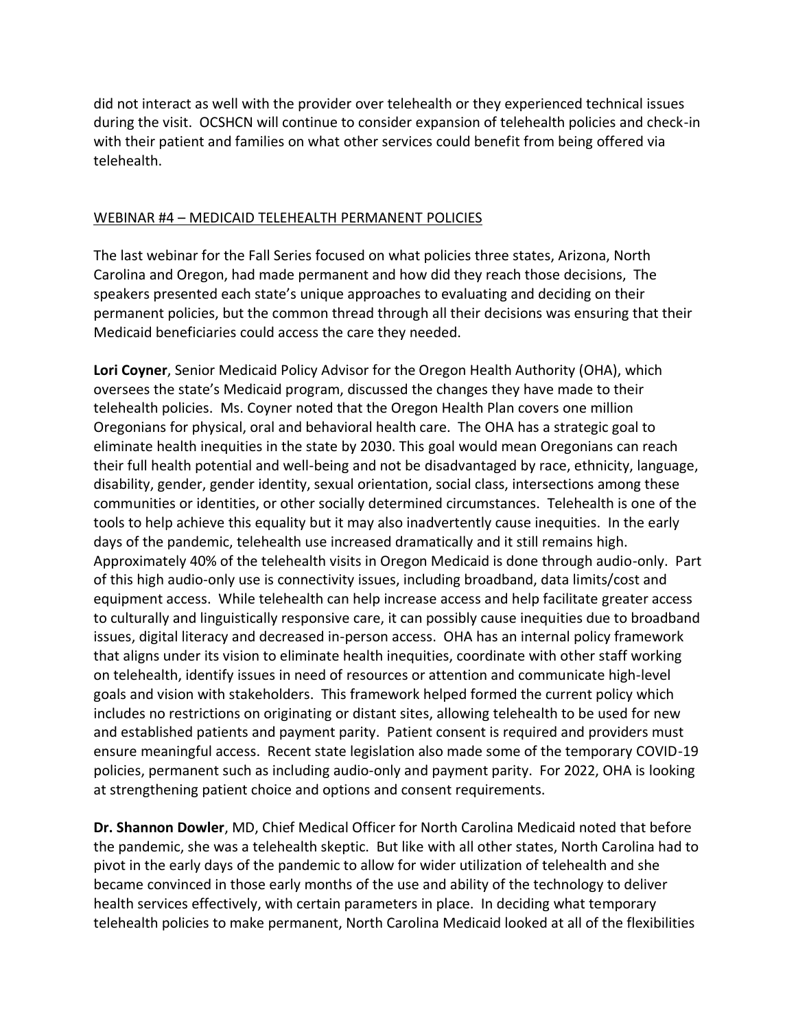did not interact as well with the provider over telehealth or they experienced technical issues during the visit. OCSHCN will continue to consider expansion of telehealth policies and check-in with their patient and families on what other services could benefit from being offered via telehealth.

## WEBINAR #4 – MEDICAID TELEHEALTH PERMANENT POLICIES

The last webinar for the Fall Series focused on what policies three states, Arizona, North Carolina and Oregon, had made permanent and how did they reach those decisions, The speakers presented each state's unique approaches to evaluating and deciding on their permanent policies, but the common thread through all their decisions was ensuring that their Medicaid beneficiaries could access the care they needed.

**Lori Coyner**, Senior Medicaid Policy Advisor for the Oregon Health Authority (OHA), which oversees the state's Medicaid program, discussed the changes they have made to their telehealth policies. Ms. Coyner noted that the Oregon Health Plan covers one million Oregonians for physical, oral and behavioral health care. The OHA has a strategic goal to eliminate health inequities in the state by 2030. This goal would mean Oregonians can reach their full health potential and well-being and not be disadvantaged by race, ethnicity, language, disability, gender, gender identity, sexual orientation, social class, intersections among these communities or identities, or other socially determined circumstances. Telehealth is one of the tools to help achieve this equality but it may also inadvertently cause inequities. In the early days of the pandemic, telehealth use increased dramatically and it still remains high. Approximately 40% of the telehealth visits in Oregon Medicaid is done through audio-only. Part of this high audio-only use is connectivity issues, including broadband, data limits/cost and equipment access. While telehealth can help increase access and help facilitate greater access to culturally and linguistically responsive care, it can possibly cause inequities due to broadband issues, digital literacy and decreased in-person access. OHA has an internal policy framework that aligns under its vision to eliminate health inequities, coordinate with other staff working on telehealth, identify issues in need of resources or attention and communicate high-level goals and vision with stakeholders. This framework helped formed the current policy which includes no restrictions on originating or distant sites, allowing telehealth to be used for new and established patients and payment parity. Patient consent is required and providers must ensure meaningful access. Recent state legislation also made some of the temporary COVID-19 policies, permanent such as including audio-only and payment parity. For 2022, OHA is looking at strengthening patient choice and options and consent requirements.

**Dr. Shannon Dowler**, MD, Chief Medical Officer for North Carolina Medicaid noted that before the pandemic, she was a telehealth skeptic. But like with all other states, North Carolina had to pivot in the early days of the pandemic to allow for wider utilization of telehealth and she became convinced in those early months of the use and ability of the technology to deliver health services effectively, with certain parameters in place. In deciding what temporary telehealth policies to make permanent, North Carolina Medicaid looked at all of the flexibilities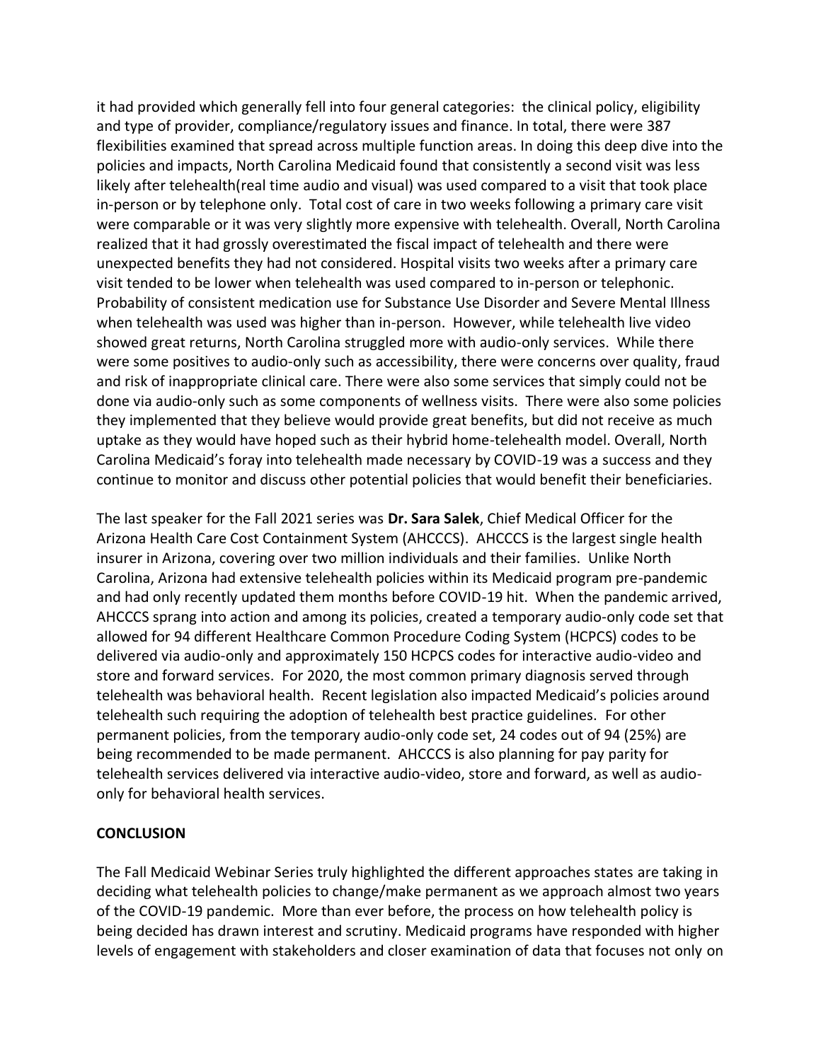it had provided which generally fell into four general categories: the clinical policy, eligibility and type of provider, compliance/regulatory issues and finance. In total, there were 387 flexibilities examined that spread across multiple function areas. In doing this deep dive into the policies and impacts, North Carolina Medicaid found that consistently a second visit was less likely after telehealth(real time audio and visual) was used compared to a visit that took place in-person or by telephone only. Total cost of care in two weeks following a primary care visit were comparable or it was very slightly more expensive with telehealth. Overall, North Carolina realized that it had grossly overestimated the fiscal impact of telehealth and there were unexpected benefits they had not considered. Hospital visits two weeks after a primary care visit tended to be lower when telehealth was used compared to in-person or telephonic. Probability of consistent medication use for Substance Use Disorder and Severe Mental Illness when telehealth was used was higher than in-person. However, while telehealth live video showed great returns, North Carolina struggled more with audio-only services. While there were some positives to audio-only such as accessibility, there were concerns over quality, fraud and risk of inappropriate clinical care. There were also some services that simply could not be done via audio-only such as some components of wellness visits. There were also some policies they implemented that they believe would provide great benefits, but did not receive as much uptake as they would have hoped such as their hybrid home-telehealth model. Overall, North Carolina Medicaid's foray into telehealth made necessary by COVID-19 was a success and they continue to monitor and discuss other potential policies that would benefit their beneficiaries.

The last speaker for the Fall 2021 series was **Dr. Sara Salek**, Chief Medical Officer for the Arizona Health Care Cost Containment System (AHCCCS). AHCCCS is the largest single health insurer in Arizona, covering over two million individuals and their families. Unlike North Carolina, Arizona had extensive telehealth policies within its Medicaid program pre-pandemic and had only recently updated them months before COVID-19 hit. When the pandemic arrived, AHCCCS sprang into action and among its policies, created a temporary audio-only code set that allowed for 94 different Healthcare Common Procedure Coding System (HCPCS) codes to be delivered via audio-only and approximately 150 HCPCS codes for interactive audio-video and store and forward services. For 2020, the most common primary diagnosis served through telehealth was behavioral health. Recent legislation also impacted Medicaid's policies around telehealth such requiring the adoption of telehealth best practice guidelines. For other permanent policies, from the temporary audio-only code set, 24 codes out of 94 (25%) are being recommended to be made permanent. AHCCCS is also planning for pay parity for telehealth services delivered via interactive audio-video, store and forward, as well as audio-only for behavioral health services.

**CONCLUSION**

The Fall Medicaid Webinar Series truly highlighted the different approaches states are taking in deciding what telehealth policies to change/make permanent as we approach almost two years of the COVID-19 pandemic. More than ever before, the process on how telehealth policy is being decided has drawn interest and scrutiny. Medicaid programs have responded with higher levels of engagement with stakeholders and closer examination of data that focuses not only on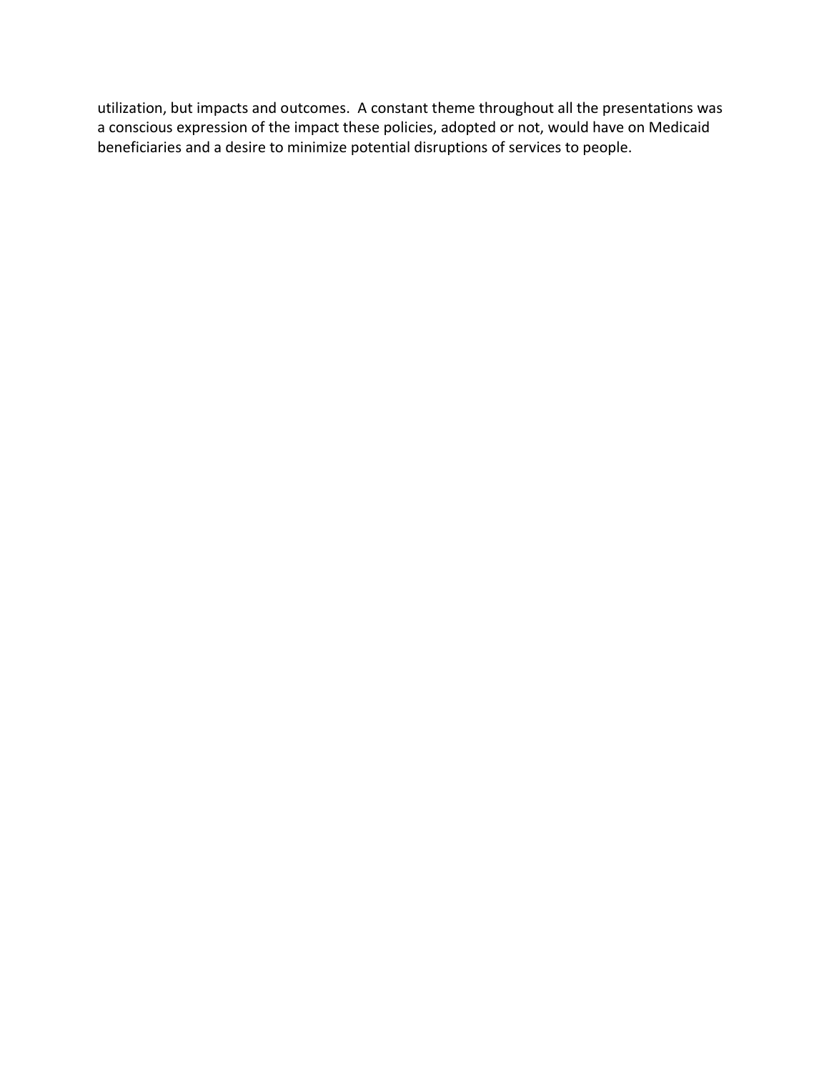utilization, but impacts and outcomes. A constant theme throughout all the presentations was a conscious expression of the impact these policies, adopted or not, would have on Medicaid beneficiaries and a desire to minimize potential disruptions of services to people.